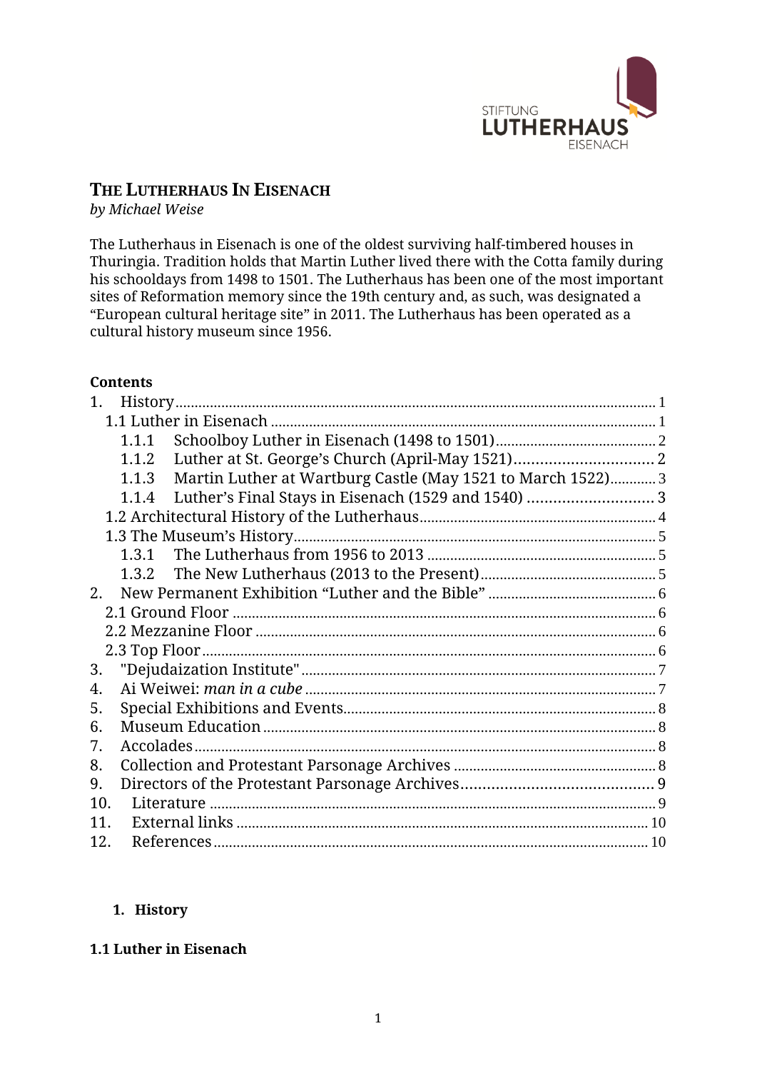STIFTUNG
LUTHERHAUS
EISENACH

# The Lutherhaus In Eisenach

*by Michael Weise*

The Lutherhaus in Eisenach is one of the oldest surviving half-timbered houses in Thuringia. Tradition holds that Martin Luther lived there with the Cotta family during his schooldays from 1498 to 1501. The Lutherhaus has been one of the most important sites of Reformation memory since the 19th century and, as such, was designated a "European cultural heritage site" in 2011. The Lutherhaus has been operated as a cultural history museum since 1956.

**Contents**

1. History ..... 1
   - 1.1 Luther in Eisenach ..... 1
     - 1.1.1 Schoolboy Luther in Eisenach (1498 to 1501) ..... 2
     - 1.1.2 Luther at St. George's Church (April-May 1521) ..... 2
     - 1.1.3 Martin Luther at Wartburg Castle (May 1521 to March 1522) ..... 3
     - 1.1.4 Luther's Final Stays in Eisenach (1529 and 1540) ..... 3
   - 1.2 Architectural History of the Lutherhaus ..... 4
   - 1.3 The Museum's History ..... 5
     - 1.3.1 The Lutherhaus from 1956 to 2013 ..... 5
     - 1.3.2 The New Lutherhaus (2013 to the Present) ..... 5
2. New Permanent Exhibition "Luther and the Bible" ..... 6
   - 2.1 Ground Floor ..... 6
   - 2.2 Mezzanine Floor ..... 6
   - 2.3 Top Floor ..... 6
3. "Dejudaization Institute" ..... 7
4. Ai Weiwei: *man in a cube* ..... 7
5. Special Exhibitions and Events ..... 8
6. Museum Education ..... 8
7. Accolades ..... 8
8. Collection and Protestant Parsonage Archives ..... 8
9. Directors of the Protestant Parsonage Archives ..... 9
10. Literature ..... 9
11. External links ..... 10
12. References ..... 10

## 1. History

### 1.1 Luther in Eisenach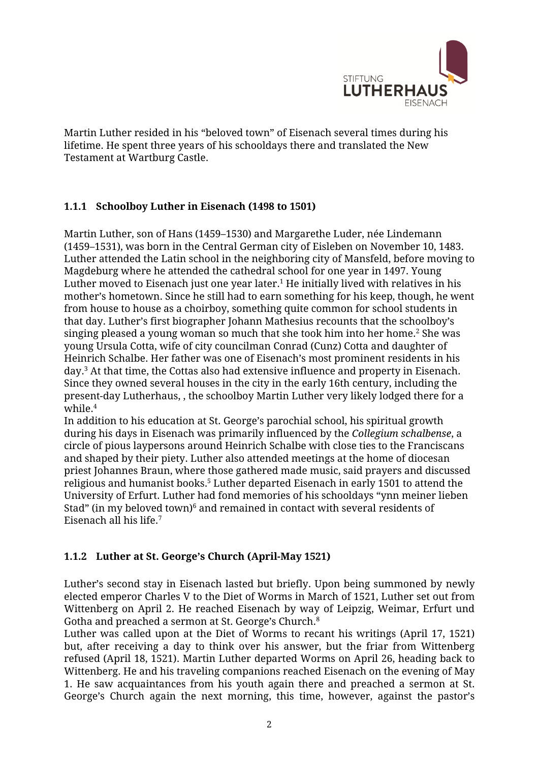Martin Luther resided in his "beloved town" of Eisenach several times during his lifetime. He spent three years of his schooldays there and translated the New Testament at Wartburg Castle.

### 1.1.1 Schoolboy Luther in Eisenach (1498 to 1501)

Martin Luther, son of Hans (1459–1530) and Margarethe Luder, née Lindemann (1459–1531), was born in the Central German city of Eisleben on November 10, 1483. Luther attended the Latin school in the neighboring city of Mansfeld, before moving to Magdeburg where he attended the cathedral school for one year in 1497. Young Luther moved to Eisenach just one year later.[1] He initially lived with relatives in his mother's hometown. Since he still had to earn something for his keep, though, he went from house to house as a choirboy, something quite common for school students in that day. Luther's first biographer Johann Mathesius recounts that the schoolboy's singing pleased a young woman so much that she took him into her home.[2] She was young Ursula Cotta, wife of city councilman Conrad (Cunz) Cotta and daughter of Heinrich Schalbe. Her father was one of Eisenach's most prominent residents in his day.[3] At that time, the Cottas also had extensive influence and property in Eisenach. Since they owned several houses in the city in the early 16th century, including the present-day Lutherhaus, , the schoolboy Martin Luther very likely lodged there for a while.[4]

In addition to his education at St. George's parochial school, his spiritual growth during his days in Eisenach was primarily influenced by the *Collegium schalbense*, a circle of pious laypersons around Heinrich Schalbe with close ties to the Franciscans and shaped by their piety. Luther also attended meetings at the home of diocesan priest Johannes Braun, where those gathered made music, said prayers and discussed religious and humanist books.[5] Luther departed Eisenach in early 1501 to attend the University of Erfurt. Luther had fond memories of his schooldays "ynn meiner lieben Stad" (in my beloved town)[6] and remained in contact with several residents of Eisenach all his life.[7]

### 1.1.2 Luther at St. George's Church (April-May 1521)

Luther's second stay in Eisenach lasted but briefly. Upon being summoned by newly elected emperor Charles V to the Diet of Worms in March of 1521, Luther set out from Wittenberg on April 2. He reached Eisenach by way of Leipzig, Weimar, Erfurt und Gotha and preached a sermon at St. George's Church.[8]

Luther was called upon at the Diet of Worms to recant his writings (April 17, 1521) but, after receiving a day to think over his answer, but the friar from Wittenberg refused (April 18, 1521). Martin Luther departed Worms on April 26, heading back to Wittenberg. He and his traveling companions reached Eisenach on the evening of May 1. He saw acquaintances from his youth again there and preached a sermon at St. George's Church again the next morning, this time, however, against the pastor's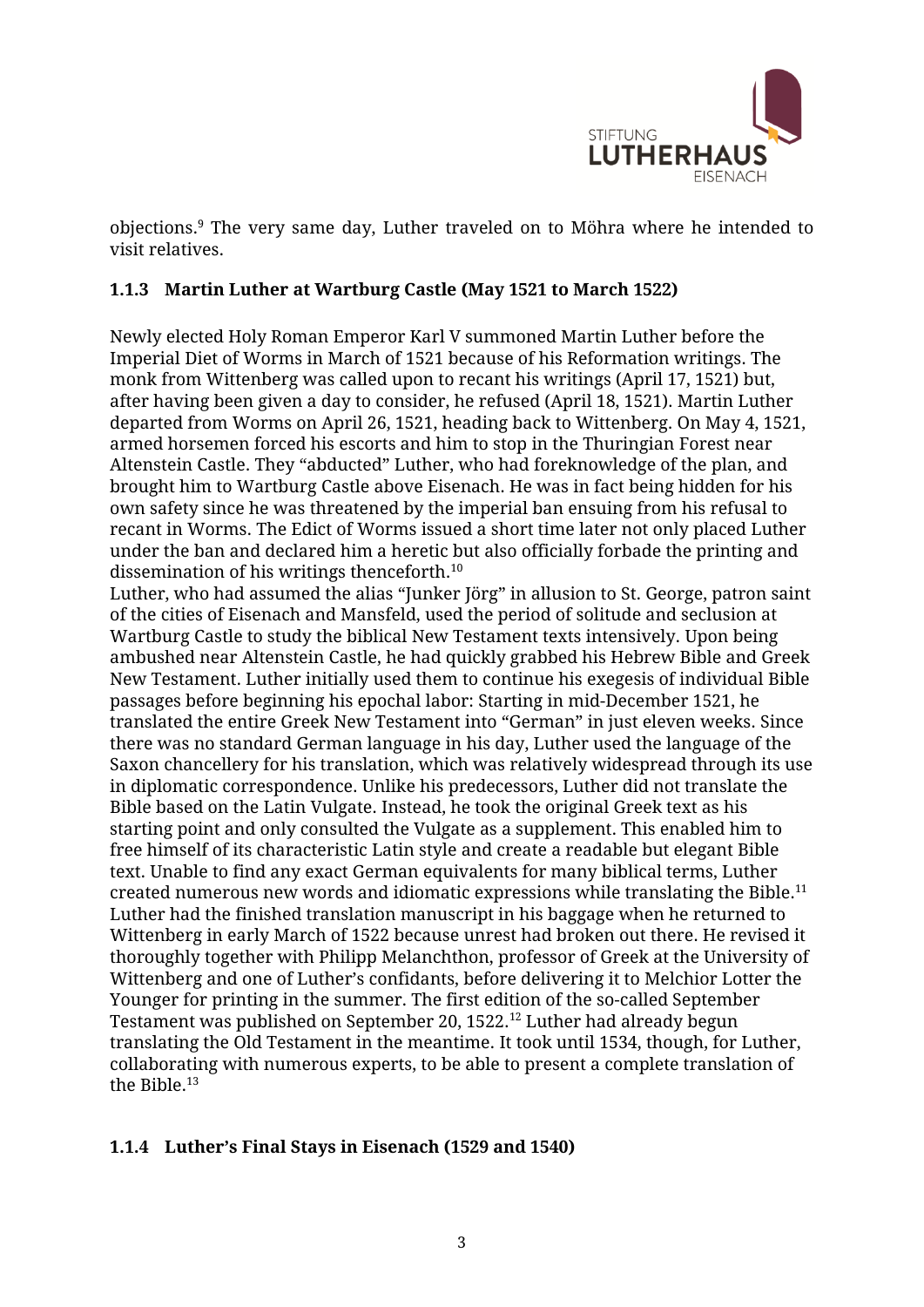objections.[9] The very same day, Luther traveled on to Möhra where he intended to visit relatives.

### 1.1.3 Martin Luther at Wartburg Castle (May 1521 to March 1522)

Newly elected Holy Roman Emperor Karl V summoned Martin Luther before the Imperial Diet of Worms in March of 1521 because of his Reformation writings. The monk from Wittenberg was called upon to recant his writings (April 17, 1521) but, after having been given a day to consider, he refused (April 18, 1521). Martin Luther departed from Worms on April 26, 1521, heading back to Wittenberg. On May 4, 1521, armed horsemen forced his escorts and him to stop in the Thuringian Forest near Altenstein Castle. They "abducted" Luther, who had foreknowledge of the plan, and brought him to Wartburg Castle above Eisenach. He was in fact being hidden for his own safety since he was threatened by the imperial ban ensuing from his refusal to recant in Worms. The Edict of Worms issued a short time later not only placed Luther under the ban and declared him a heretic but also officially forbade the printing and dissemination of his writings thenceforth.[10]

Luther, who had assumed the alias "Junker Jörg" in allusion to St. George, patron saint of the cities of Eisenach and Mansfeld, used the period of solitude and seclusion at Wartburg Castle to study the biblical New Testament texts intensively. Upon being ambushed near Altenstein Castle, he had quickly grabbed his Hebrew Bible and Greek New Testament. Luther initially used them to continue his exegesis of individual Bible passages before beginning his epochal labor: Starting in mid-December 1521, he translated the entire Greek New Testament into "German" in just eleven weeks. Since there was no standard German language in his day, Luther used the language of the Saxon chancellery for his translation, which was relatively widespread through its use in diplomatic correspondence. Unlike his predecessors, Luther did not translate the Bible based on the Latin Vulgate. Instead, he took the original Greek text as his starting point and only consulted the Vulgate as a supplement. This enabled him to free himself of its characteristic Latin style and create a readable but elegant Bible text. Unable to find any exact German equivalents for many biblical terms, Luther created numerous new words and idiomatic expressions while translating the Bible.[11] Luther had the finished translation manuscript in his baggage when he returned to Wittenberg in early March of 1522 because unrest had broken out there. He revised it thoroughly together with Philipp Melanchthon, professor of Greek at the University of Wittenberg and one of Luther's confidants, before delivering it to Melchior Lotter the Younger for printing in the summer. The first edition of the so-called September Testament was published on September 20, 1522.[12] Luther had already begun translating the Old Testament in the meantime. It took until 1534, though, for Luther, collaborating with numerous experts, to be able to present a complete translation of the Bible.[13]

### 1.1.4 Luther's Final Stays in Eisenach (1529 and 1540)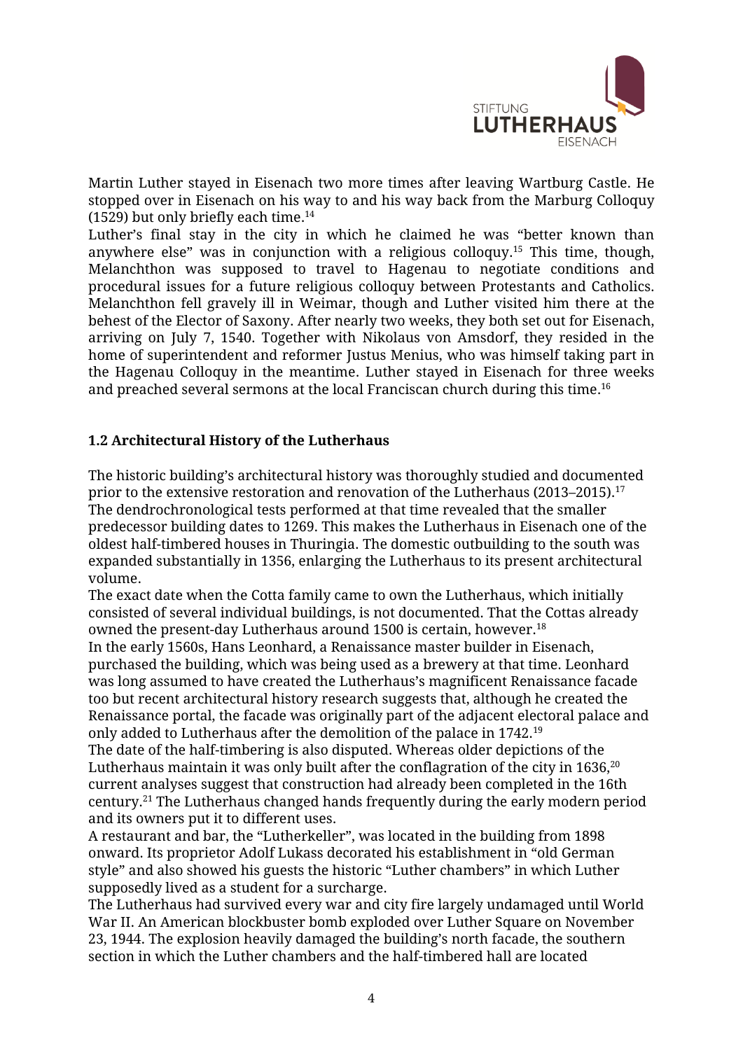Martin Luther stayed in Eisenach two more times after leaving Wartburg Castle. He stopped over in Eisenach on his way to and his way back from the Marburg Colloquy (1529) but only briefly each time.[14]

Luther's final stay in the city in which he claimed he was "better known than anywhere else" was in conjunction with a religious colloquy.[15] This time, though, Melanchthon was supposed to travel to Hagenau to negotiate conditions and procedural issues for a future religious colloquy between Protestants and Catholics. Melanchthon fell gravely ill in Weimar, though and Luther visited him there at the behest of the Elector of Saxony. After nearly two weeks, they both set out for Eisenach, arriving on July 7, 1540. Together with Nikolaus von Amsdorf, they resided in the home of superintendent and reformer Justus Menius, who was himself taking part in the Hagenau Colloquy in the meantime. Luther stayed in Eisenach for three weeks and preached several sermons at the local Franciscan church during this time.[16]

### 1.2 Architectural History of the Lutherhaus

The historic building's architectural history was thoroughly studied and documented prior to the extensive restoration and renovation of the Lutherhaus (2013–2015).[17] The dendrochronological tests performed at that time revealed that the smaller predecessor building dates to 1269. This makes the Lutherhaus in Eisenach one of the oldest half-timbered houses in Thuringia. The domestic outbuilding to the south was expanded substantially in 1356, enlarging the Lutherhaus to its present architectural volume.

The exact date when the Cotta family came to own the Lutherhaus, which initially consisted of several individual buildings, is not documented. That the Cottas already owned the present-day Lutherhaus around 1500 is certain, however.[18]

In the early 1560s, Hans Leonhard, a Renaissance master builder in Eisenach, purchased the building, which was being used as a brewery at that time. Leonhard was long assumed to have created the Lutherhaus's magnificent Renaissance facade too but recent architectural history research suggests that, although he created the Renaissance portal, the facade was originally part of the adjacent electoral palace and only added to Lutherhaus after the demolition of the palace in 1742.[19]

The date of the half-timbering is also disputed. Whereas older depictions of the Lutherhaus maintain it was only built after the conflagration of the city in 1636,[20] current analyses suggest that construction had already been completed in the 16th century.[21] The Lutherhaus changed hands frequently during the early modern period and its owners put it to different uses.

A restaurant and bar, the "Lutherkeller", was located in the building from 1898 onward. Its proprietor Adolf Lukass decorated his establishment in "old German style" and also showed his guests the historic "Luther chambers" in which Luther supposedly lived as a student for a surcharge.

The Lutherhaus had survived every war and city fire largely undamaged until World War II. An American blockbuster bomb exploded over Luther Square on November 23, 1944. The explosion heavily damaged the building's north facade, the southern section in which the Luther chambers and the half-timbered hall are located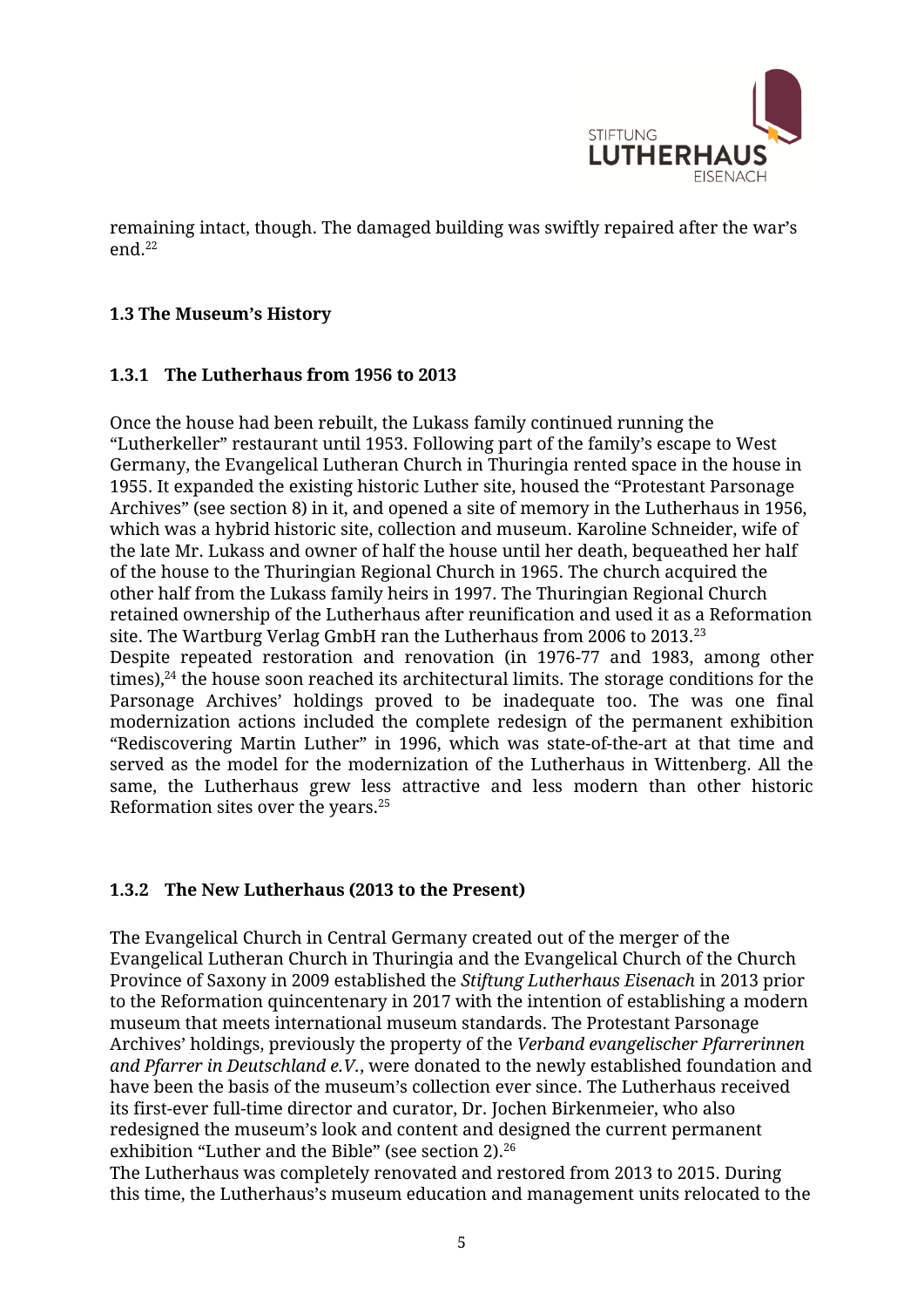remaining intact, though. The damaged building was swiftly repaired after the war's end.[22]

### 1.3 The Museum's History

#### 1.3.1 The Lutherhaus from 1956 to 2013

Once the house had been rebuilt, the Lukass family continued running the "Lutherkeller" restaurant until 1953. Following part of the family's escape to West Germany, the Evangelical Lutheran Church in Thuringia rented space in the house in 1955. It expanded the existing historic Luther site, housed the "Protestant Parsonage Archives" (see section 8) in it, and opened a site of memory in the Lutherhaus in 1956, which was a hybrid historic site, collection and museum. Karoline Schneider, wife of the late Mr. Lukass and owner of half the house until her death, bequeathed her half of the house to the Thuringian Regional Church in 1965. The church acquired the other half from the Lukass family heirs in 1997. The Thuringian Regional Church retained ownership of the Lutherhaus after reunification and used it as a Reformation site. The Wartburg Verlag GmbH ran the Lutherhaus from 2006 to 2013.[23]
Despite repeated restoration and renovation (in 1976-77 and 1983, among other times),[24] the house soon reached its architectural limits. The storage conditions for the Parsonage Archives' holdings proved to be inadequate too. The was one final modernization actions included the complete redesign of the permanent exhibition "Rediscovering Martin Luther" in 1996, which was state-of-the-art at that time and served as the model for the modernization of the Lutherhaus in Wittenberg. All the same, the Lutherhaus grew less attractive and less modern than other historic Reformation sites over the years.[25]

#### 1.3.2 The New Lutherhaus (2013 to the Present)

The Evangelical Church in Central Germany created out of the merger of the Evangelical Lutheran Church in Thuringia and the Evangelical Church of the Church Province of Saxony in 2009 established the *Stiftung Lutherhaus Eisenach* in 2013 prior to the Reformation quincentenary in 2017 with the intention of establishing a modern museum that meets international museum standards. The Protestant Parsonage Archives' holdings, previously the property of the *Verband evangelischer Pfarrerinnen and Pfarrer in Deutschland e.V.*, were donated to the newly established foundation and have been the basis of the museum's collection ever since. The Lutherhaus received its first-ever full-time director and curator, Dr. Jochen Birkenmeier, who also redesigned the museum's look and content and designed the current permanent exhibition "Luther and the Bible" (see section 2).[26]
The Lutherhaus was completely renovated and restored from 2013 to 2015. During this time, the Lutherhaus's museum education and management units relocated to the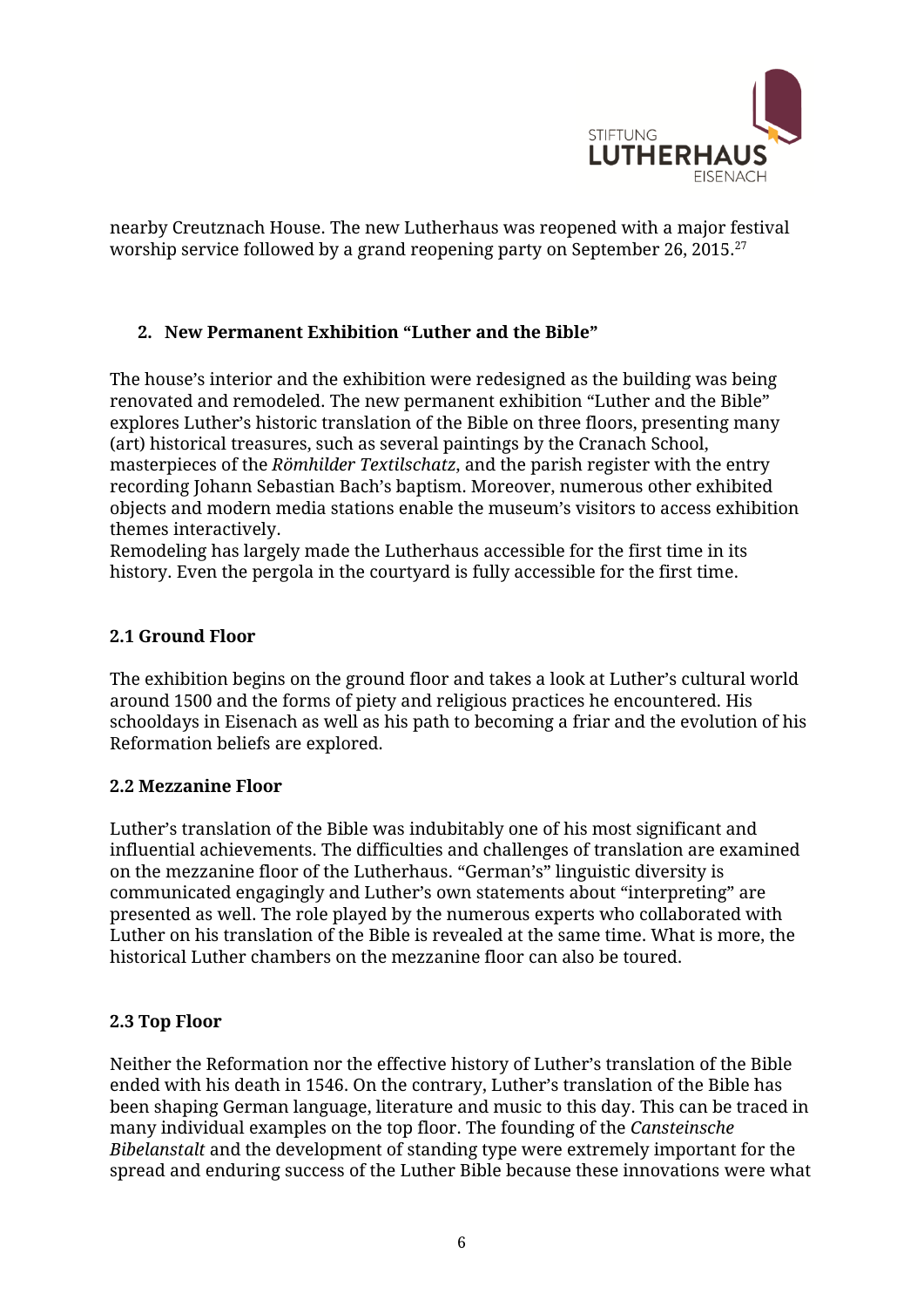nearby Creutznach House. The new Lutherhaus was reopened with a major festival worship service followed by a grand reopening party on September 26, 2015.[27]

## 2. New Permanent Exhibition "Luther and the Bible"

The house's interior and the exhibition were redesigned as the building was being renovated and remodeled. The new permanent exhibition "Luther and the Bible" explores Luther's historic translation of the Bible on three floors, presenting many (art) historical treasures, such as several paintings by the Cranach School, masterpieces of the *Römhilder Textilschatz*, and the parish register with the entry recording Johann Sebastian Bach's baptism. Moreover, numerous other exhibited objects and modern media stations enable the museum's visitors to access exhibition themes interactively.
Remodeling has largely made the Lutherhaus accessible for the first time in its history. Even the pergola in the courtyard is fully accessible for the first time.

### 2.1 Ground Floor

The exhibition begins on the ground floor and takes a look at Luther's cultural world around 1500 and the forms of piety and religious practices he encountered. His schooldays in Eisenach as well as his path to becoming a friar and the evolution of his Reformation beliefs are explored.

### 2.2 Mezzanine Floor

Luther's translation of the Bible was indubitably one of his most significant and influential achievements. The difficulties and challenges of translation are examined on the mezzanine floor of the Lutherhaus. "German's" linguistic diversity is communicated engagingly and Luther's own statements about "interpreting" are presented as well. The role played by the numerous experts who collaborated with Luther on his translation of the Bible is revealed at the same time. What is more, the historical Luther chambers on the mezzanine floor can also be toured.

### 2.3 Top Floor

Neither the Reformation nor the effective history of Luther's translation of the Bible ended with his death in 1546. On the contrary, Luther's translation of the Bible has been shaping German language, literature and music to this day. This can be traced in many individual examples on the top floor. The founding of the *Cansteinsche Bibelanstalt* and the development of standing type were extremely important for the spread and enduring success of the Luther Bible because these innovations were what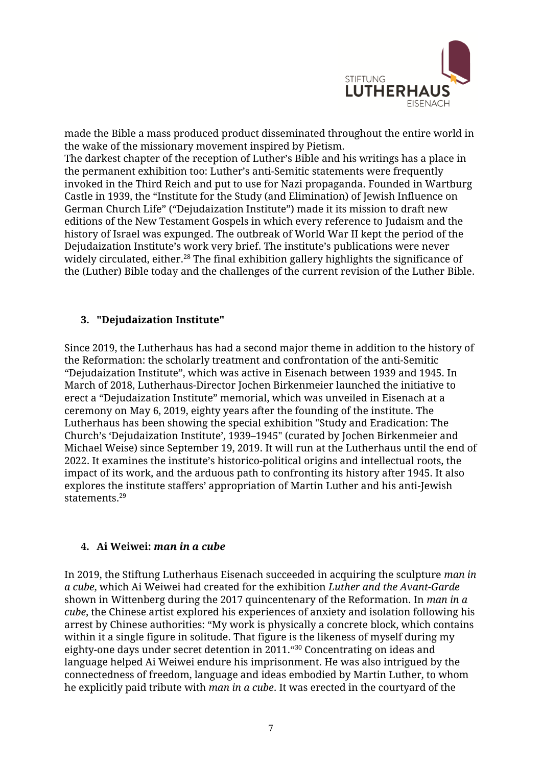made the Bible a mass produced product disseminated throughout the entire world in the wake of the missionary movement inspired by Pietism.
The darkest chapter of the reception of Luther's Bible and his writings has a place in the permanent exhibition too: Luther's anti-Semitic statements were frequently invoked in the Third Reich and put to use for Nazi propaganda. Founded in Wartburg Castle in 1939, the "Institute for the Study (and Elimination) of Jewish Influence on German Church Life" ("Dejudaization Institute") made it its mission to draft new editions of the New Testament Gospels in which every reference to Judaism and the history of Israel was expunged. The outbreak of World War II kept the period of the Dejudaization Institute's work very brief. The institute's publications were never widely circulated, either.[28] The final exhibition gallery highlights the significance of the (Luther) Bible today and the challenges of the current revision of the Luther Bible.

## 3. "Dejudaization Institute"

Since 2019, the Lutherhaus has had a second major theme in addition to the history of the Reformation: the scholarly treatment and confrontation of the anti-Semitic "Dejudaization Institute", which was active in Eisenach between 1939 and 1945. In March of 2018, Lutherhaus-Director Jochen Birkenmeier launched the initiative to erect a "Dejudaization Institute" memorial, which was unveiled in Eisenach at a ceremony on May 6, 2019, eighty years after the founding of the institute. The Lutherhaus has been showing the special exhibition "Study and Eradication: The Church's 'Dejudaization Institute', 1939–1945" (curated by Jochen Birkenmeier and Michael Weise) since September 19, 2019. It will run at the Lutherhaus until the end of 2022. It examines the institute's historico-political origins and intellectual roots, the impact of its work, and the arduous path to confronting its history after 1945. It also explores the institute staffers' appropriation of Martin Luther and his anti-Jewish statements.[29]

## 4. Ai Weiwei: *man in a cube*

In 2019, the Stiftung Lutherhaus Eisenach succeeded in acquiring the sculpture *man in a cube*, which Ai Weiwei had created for the exhibition *Luther and the Avant-Garde* shown in Wittenberg during the 2017 quincentenary of the Reformation. In *man in a cube*, the Chinese artist explored his experiences of anxiety and isolation following his arrest by Chinese authorities: "My work is physically a concrete block, which contains within it a single figure in solitude. That figure is the likeness of myself during my eighty-one days under secret detention in 2011."[30] Concentrating on ideas and language helped Ai Weiwei endure his imprisonment. He was also intrigued by the connectedness of freedom, language and ideas embodied by Martin Luther, to whom he explicitly paid tribute with *man in a cube*. It was erected in the courtyard of the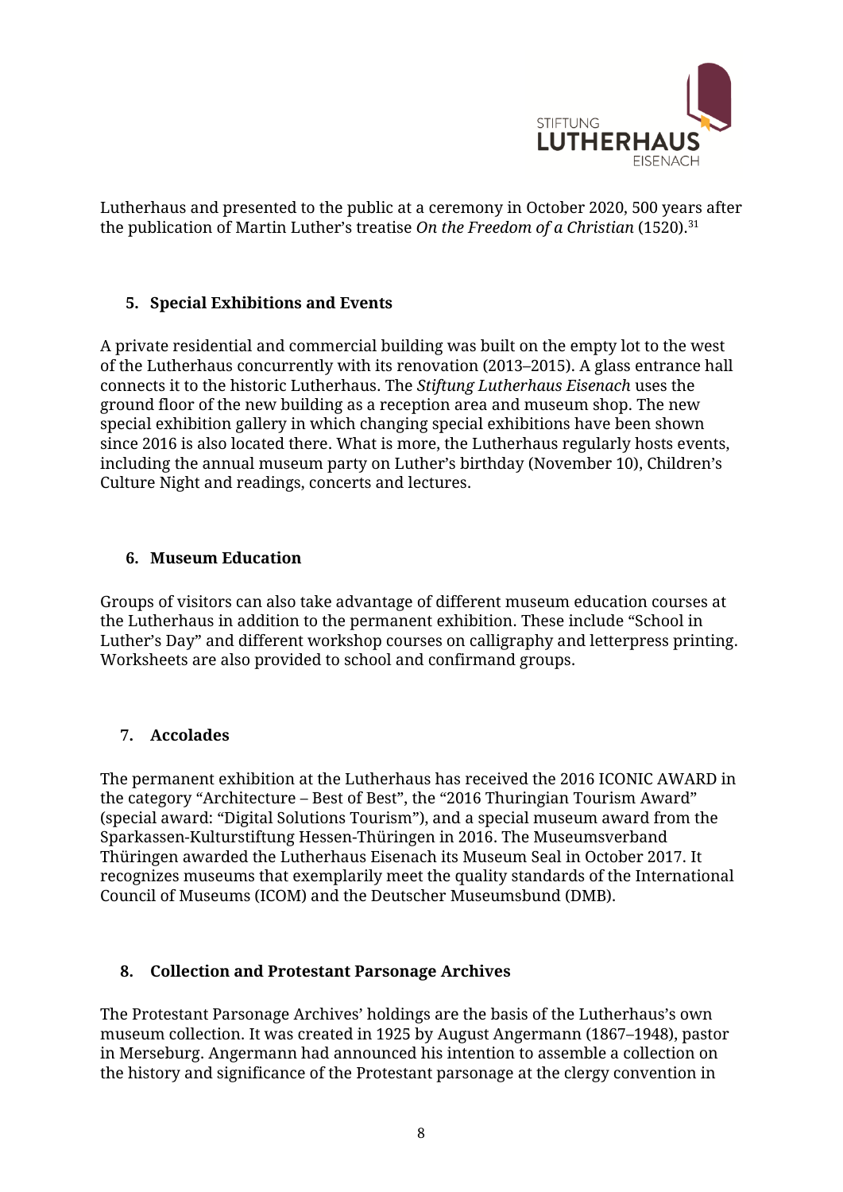Lutherhaus and presented to the public at a ceremony in October 2020, 500 years after the publication of Martin Luther's treatise *On the Freedom of a Christian* (1520).[31]

## 5. Special Exhibitions and Events

A private residential and commercial building was built on the empty lot to the west of the Lutherhaus concurrently with its renovation (2013–2015). A glass entrance hall connects it to the historic Lutherhaus. The *Stiftung Lutherhaus Eisenach* uses the ground floor of the new building as a reception area and museum shop. The new special exhibition gallery in which changing special exhibitions have been shown since 2016 is also located there. What is more, the Lutherhaus regularly hosts events, including the annual museum party on Luther's birthday (November 10), Children's Culture Night and readings, concerts and lectures.

## 6. Museum Education

Groups of visitors can also take advantage of different museum education courses at the Lutherhaus in addition to the permanent exhibition. These include "School in Luther's Day" and different workshop courses on calligraphy and letterpress printing. Worksheets are also provided to school and confirmand groups.

## 7. Accolades

The permanent exhibition at the Lutherhaus has received the 2016 ICONIC AWARD in the category "Architecture – Best of Best", the "2016 Thuringian Tourism Award" (special award: "Digital Solutions Tourism"), and a special museum award from the Sparkassen-Kulturstiftung Hessen-Thüringen in 2016. The Museumsverband Thüringen awarded the Lutherhaus Eisenach its Museum Seal in October 2017. It recognizes museums that exemplarily meet the quality standards of the International Council of Museums (ICOM) and the Deutscher Museumsbund (DMB).

## 8. Collection and Protestant Parsonage Archives

The Protestant Parsonage Archives' holdings are the basis of the Lutherhaus's own museum collection. It was created in 1925 by August Angermann (1867–1948), pastor in Merseburg. Angermann had announced his intention to assemble a collection on the history and significance of the Protestant parsonage at the clergy convention in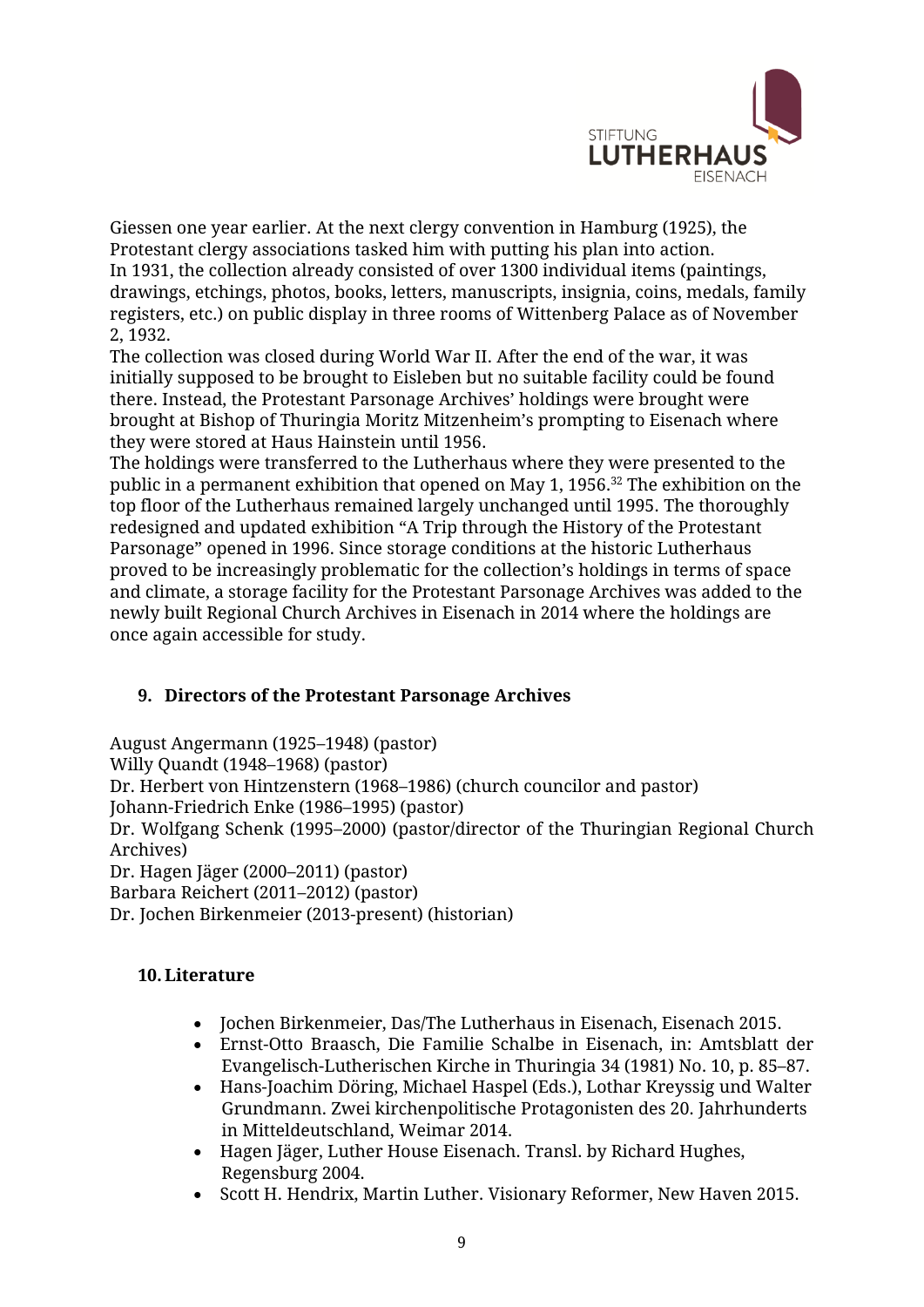Giessen one year earlier. At the next clergy convention in Hamburg (1925), the Protestant clergy associations tasked him with putting his plan into action.
In 1931, the collection already consisted of over 1300 individual items (paintings, drawings, etchings, photos, books, letters, manuscripts, insignia, coins, medals, family registers, etc.) on public display in three rooms of Wittenberg Palace as of November 2, 1932.
The collection was closed during World War II. After the end of the war, it was initially supposed to be brought to Eisleben but no suitable facility could be found there. Instead, the Protestant Parsonage Archives' holdings were brought were brought at Bishop of Thuringia Moritz Mitzenheim's prompting to Eisenach where they were stored at Haus Hainstein until 1956.
The holdings were transferred to the Lutherhaus where they were presented to the public in a permanent exhibition that opened on May 1, 1956.[32] The exhibition on the top floor of the Lutherhaus remained largely unchanged until 1995. The thoroughly redesigned and updated exhibition "A Trip through the History of the Protestant Parsonage" opened in 1996. Since storage conditions at the historic Lutherhaus proved to be increasingly problematic for the collection's holdings in terms of space and climate, a storage facility for the Protestant Parsonage Archives was added to the newly built Regional Church Archives in Eisenach in 2014 where the holdings are once again accessible for study.

## 9. Directors of the Protestant Parsonage Archives

August Angermann (1925–1948) (pastor)
Willy Quandt (1948–1968) (pastor)
Dr. Herbert von Hintzenstern (1968–1986) (church councilor and pastor)
Johann-Friedrich Enke (1986–1995) (pastor)
Dr. Wolfgang Schenk (1995–2000) (pastor/director of the Thuringian Regional Church Archives)
Dr. Hagen Jäger (2000–2011) (pastor)
Barbara Reichert (2011–2012) (pastor)
Dr. Jochen Birkenmeier (2013-present) (historian)

## 10. Literature

- Jochen Birkenmeier, Das/The Lutherhaus in Eisenach, Eisenach 2015.
- Ernst-Otto Braasch, Die Familie Schalbe in Eisenach, in: Amtsblatt der Evangelisch-Lutherischen Kirche in Thuringia 34 (1981) No. 10, p. 85–87.
- Hans-Joachim Döring, Michael Haspel (Eds.), Lothar Kreyssig und Walter Grundmann. Zwei kirchenpolitische Protagonisten des 20. Jahrhunderts in Mitteldeutschland, Weimar 2014.
- Hagen Jäger, Luther House Eisenach. Transl. by Richard Hughes, Regensburg 2004.
- Scott H. Hendrix, Martin Luther. Visionary Reformer, New Haven 2015.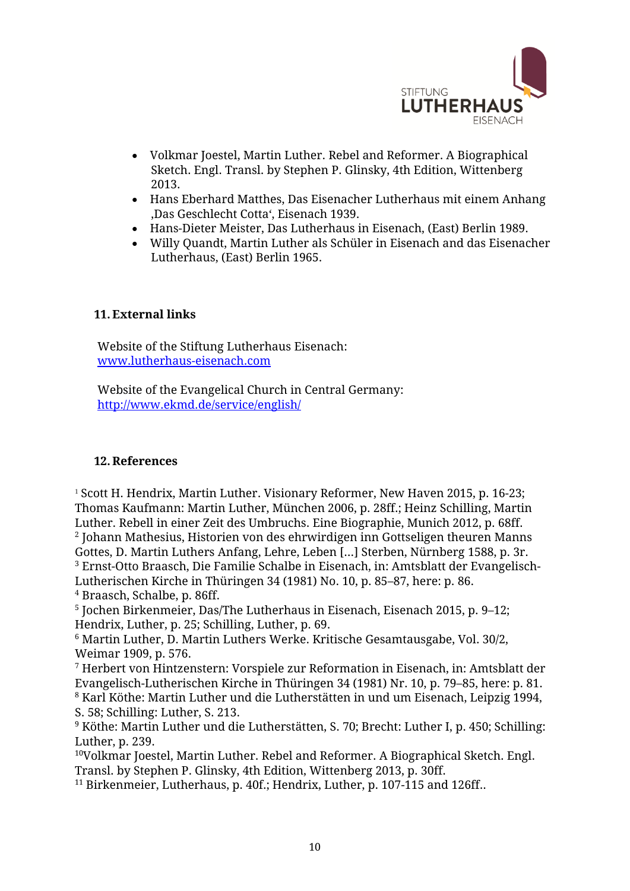- Volkmar Joestel, Martin Luther. Rebel and Reformer. A Biographical Sketch. Engl. Transl. by Stephen P. Glinsky, 4th Edition, Wittenberg 2013.
- Hans Eberhard Matthes, Das Eisenacher Lutherhaus mit einem Anhang ‚Das Geschlecht Cotta', Eisenach 1939.
- Hans-Dieter Meister, Das Lutherhaus in Eisenach, (East) Berlin 1989.
- Willy Quandt, Martin Luther als Schüler in Eisenach and das Eisenacher Lutherhaus, (East) Berlin 1965.

## 11. External links

Website of the Stiftung Lutherhaus Eisenach: www.lutherhaus-eisenach.com

Website of the Evangelical Church in Central Germany: http://www.ekmd.de/service/english/

## 12. References

[1] Scott H. Hendrix, Martin Luther. Visionary Reformer, New Haven 2015, p. 16-23; Thomas Kaufmann: Martin Luther, München 2006, p. 28ff.; Heinz Schilling, Martin Luther. Rebell in einer Zeit des Umbruchs. Eine Biographie, Munich 2012, p. 68ff.
[2] Johann Mathesius, Historien von des ehrwirdigen inn Gottseligen theuren Manns Gottes, D. Martin Luthers Anfang, Lehre, Leben [...] Sterben, Nürnberg 1588, p. 3r.
[3] Ernst-Otto Braasch, Die Familie Schalbe in Eisenach, in: Amtsblatt der Evangelisch-Lutherischen Kirche in Thüringen 34 (1981) No. 10, p. 85–87, here: p. 86.
[4] Braasch, Schalbe, p. 86ff.
[5] Jochen Birkenmeier, Das/The Lutherhaus in Eisenach, Eisenach 2015, p. 9–12; Hendrix, Luther, p. 25; Schilling, Luther, p. 69.
[6] Martin Luther, D. Martin Luthers Werke. Kritische Gesamtausgabe, Vol. 30/2, Weimar 1909, p. 576.
[7] Herbert von Hintzenstern: Vorspiele zur Reformation in Eisenach, in: Amtsblatt der Evangelisch-Lutherischen Kirche in Thüringen 34 (1981) Nr. 10, p. 79–85, here: p. 81.
[8] Karl Köthe: Martin Luther und die Lutherstätten in und um Eisenach, Leipzig 1994, S. 58; Schilling: Luther, S. 213.
[9] Köthe: Martin Luther und die Lutherstätten, S. 70; Brecht: Luther I, p. 450; Schilling: Luther, p. 239.
[10] Volkmar Joestel, Martin Luther. Rebel and Reformer. A Biographical Sketch. Engl. Transl. by Stephen P. Glinsky, 4th Edition, Wittenberg 2013, p. 30ff.
[11] Birkenmeier, Lutherhaus, p. 40f.; Hendrix, Luther, p. 107-115 and 126ff..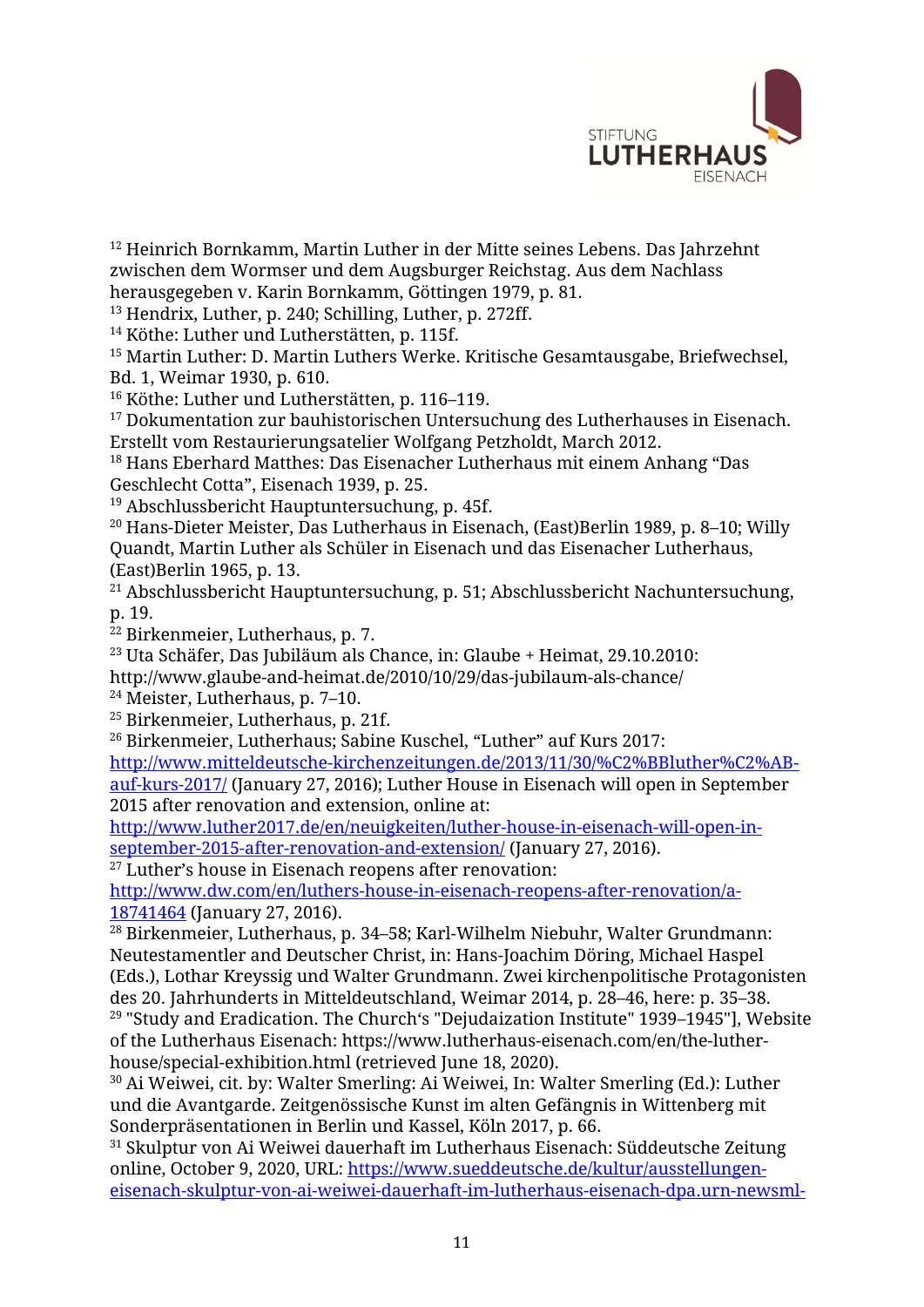[12] Heinrich Bornkamm, Martin Luther in der Mitte seines Lebens. Das Jahrzehnt zwischen dem Wormser und dem Augsburger Reichstag. Aus dem Nachlass herausgegeben v. Karin Bornkamm, Göttingen 1979, p. 81.
[13] Hendrix, Luther, p. 240; Schilling, Luther, p. 272ff.
[14] Köthe: Luther und Lutherstätten, p. 115f.
[15] Martin Luther: D. Martin Luthers Werke. Kritische Gesamtausgabe, Briefwechsel, Bd. 1, Weimar 1930, p. 610.
[16] Köthe: Luther und Lutherstätten, p. 116–119.
[17] Dokumentation zur bauhistorischen Untersuchung des Lutherhauses in Eisenach. Erstellt vom Restaurierungsatelier Wolfgang Petzholdt, March 2012.
[18] Hans Eberhard Matthes: Das Eisenacher Lutherhaus mit einem Anhang "Das Geschlecht Cotta", Eisenach 1939, p. 25.
[19] Abschlussbericht Hauptuntersuchung, p. 45f.
[20] Hans-Dieter Meister, Das Lutherhaus in Eisenach, (East)Berlin 1989, p. 8–10; Willy Quandt, Martin Luther als Schüler in Eisenach und das Eisenacher Lutherhaus, (East)Berlin 1965, p. 13.
[21] Abschlussbericht Hauptuntersuchung, p. 51; Abschlussbericht Nachuntersuchung, p. 19.
[22] Birkenmeier, Lutherhaus, p. 7.
[23] Uta Schäfer, Das Jubiläum als Chance, in: Glaube + Heimat, 29.10.2010: http://www.glaube-and-heimat.de/2010/10/29/das-jubilaum-als-chance/
[24] Meister, Lutherhaus, p. 7–10.
[25] Birkenmeier, Lutherhaus, p. 21f.
[26] Birkenmeier, Lutherhaus; Sabine Kuschel, "Luther" auf Kurs 2017: http://www.mitteldeutsche-kirchenzeitungen.de/2013/11/30/%C2%BBluther%C2%AB-auf-kurs-2017/ (January 27, 2016); Luther House in Eisenach will open in September 2015 after renovation and extension, online at: http://www.luther2017.de/en/neuigkeiten/luther-house-in-eisenach-will-open-in-september-2015-after-renovation-and-extension/ (January 27, 2016).
[27] Luther's house in Eisenach reopens after renovation: http://www.dw.com/en/luthers-house-in-eisenach-reopens-after-renovation/a-18741464 (January 27, 2016).
[28] Birkenmeier, Lutherhaus, p. 34–58; Karl-Wilhelm Niebuhr, Walter Grundmann: Neutestamentler and Deutscher Christ, in: Hans-Joachim Döring, Michael Haspel (Eds.), Lothar Kreyssig und Walter Grundmann. Zwei kirchenpolitische Protagonisten des 20. Jahrhunderts in Mitteldeutschland, Weimar 2014, p. 28–46, here: p. 35–38.
[29] "Study and Eradication. The Church's "Dejudaization Institute" 1939–1945"], Website of the Lutherhaus Eisenach: https://www.lutherhaus-eisenach.com/en/the-luther-house/special-exhibition.html (retrieved June 18, 2020).
[30] Ai Weiwei, cit. by: Walter Smerling: Ai Weiwei, In: Walter Smerling (Ed.): Luther und die Avantgarde. Zeitgenössische Kunst im alten Gefängnis in Wittenberg mit Sonderpräsentationen in Berlin und Kassel, Köln 2017, p. 66.
[31] Skulptur von Ai Weiwei dauerhaft im Lutherhaus Eisenach: Süddeutsche Zeitung online, October 9, 2020, URL: https://www.sueddeutsche.de/kultur/ausstellungen-eisenach-skulptur-von-ai-weiwei-dauerhaft-im-lutherhaus-eisenach-dpa.urn-newsml-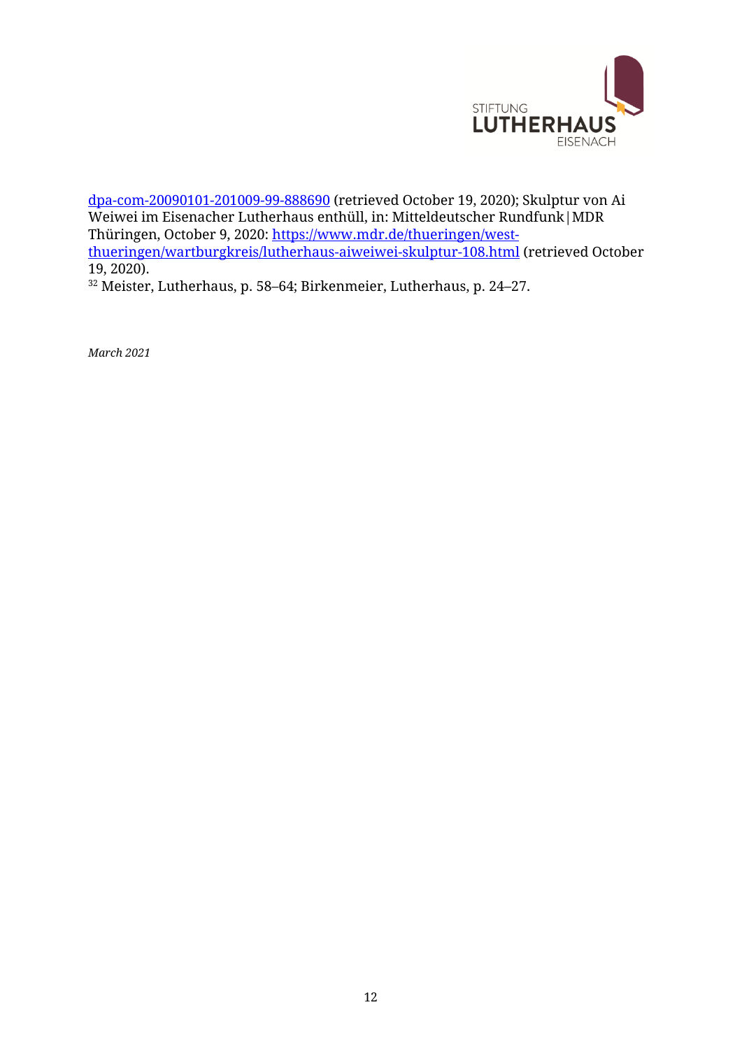dpa-com-20090101-201009-99-888690 (retrieved October 19, 2020); Skulptur von Ai Weiwei im Eisenacher Lutherhaus enthüll, in: Mitteldeutscher Rundfunk|MDR Thüringen, October 9, 2020: https://www.mdr.de/thueringen/west-thueringen/wartburgkreis/lutherhaus-aiweiwei-skulptur-108.html (retrieved October 19, 2020).

[32] Meister, Lutherhaus, p. 58–64; Birkenmeier, Lutherhaus, p. 24–27.

*March 2021*